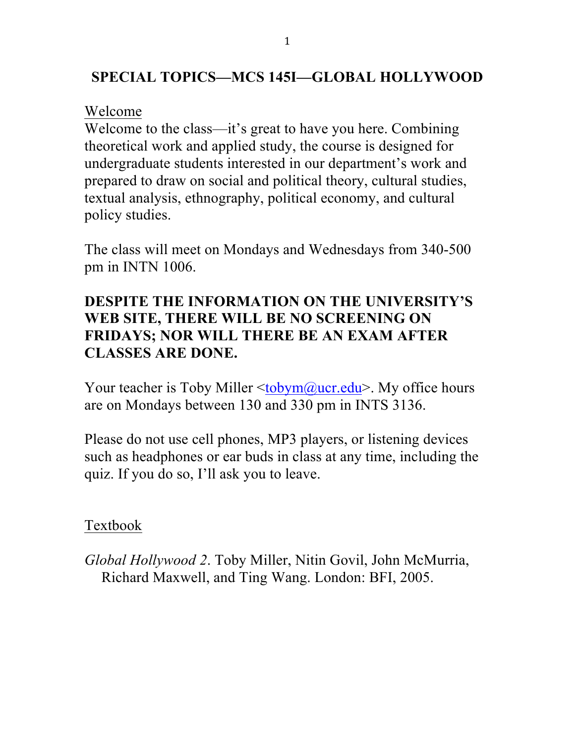# SPECIAL TOPICS—MCS 145I—GLOBAL HOLLYWOOD

## Welcome

Welcome to the class—it's great to have you here. Combining theoretical work and applied study, the course is designed for undergraduate students interested in our department's work and prepared to draw on social and political theory, cultural studies, textual analysis, ethnography, political economy, and cultural policy studies.

The class will meet on Mondays and Wednesdays from 340-500 pm in INTN 1006.

**DESPITE THE INFORMATION ON THE UNIVERSITY'S WEB SITE, THERE WILL BE NO SCREENING ON FRIDAYS; NOR WILL THERE BE AN EXAM AFTER CLASSES ARE DONE.**

Your teacher is Toby Miller <tobym@ucr.edu>. My office hours are on Mondays between 130 and 330 pm in INTS 3136.

Please do not use cell phones, MP3 players, or listening devices such as headphones or ear buds in class at any time, including the quiz. If you do so, I'll ask you to leave.

## Textbook

*Global Hollywood 2*. Toby Miller, Nitin Govil, John McMurria, Richard Maxwell, and Ting Wang. London: BFI, 2005.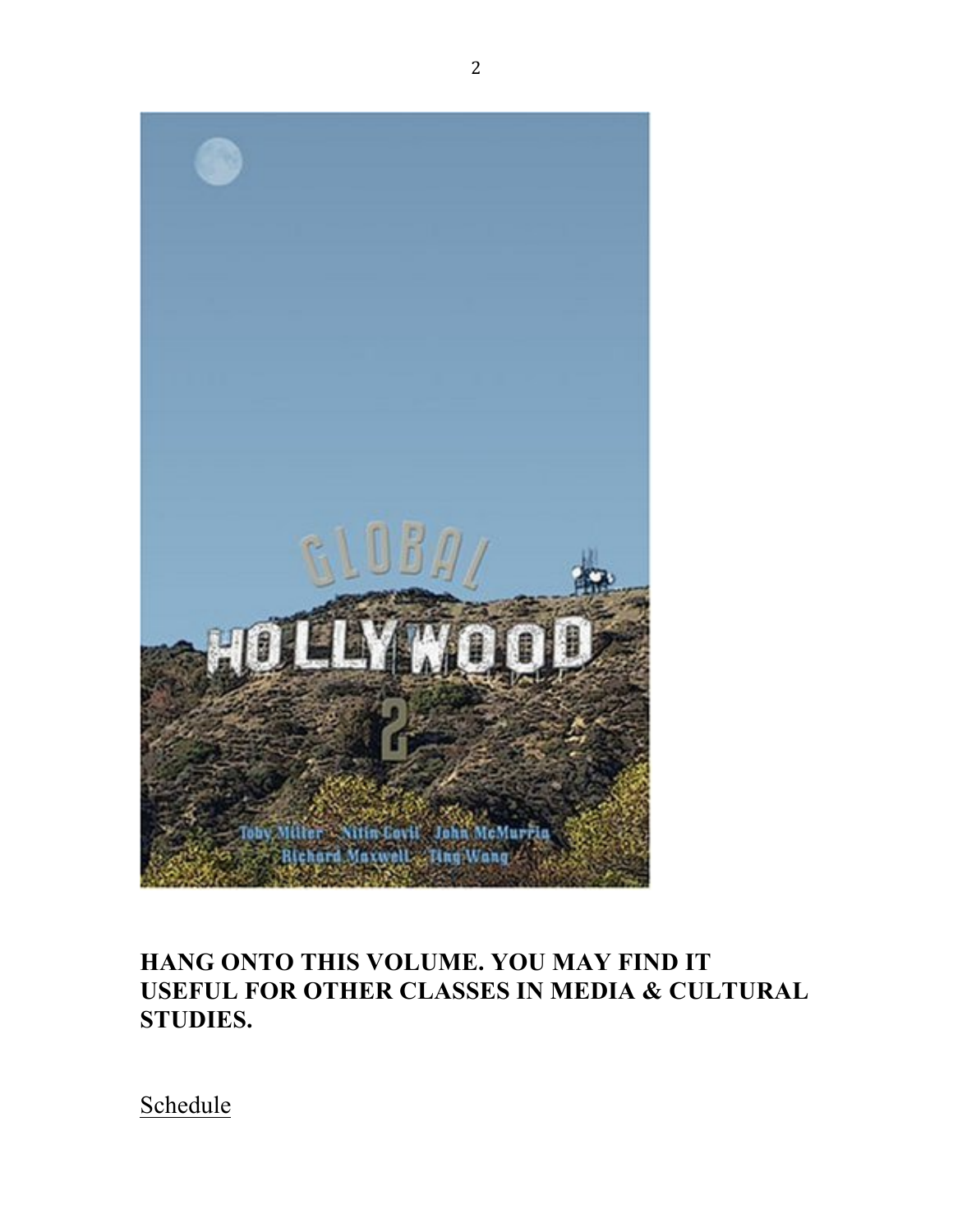**HANG ONTO THIS VOLUME. YOU MAY FIND IT USEFUL FOR OTHER CLASSES IN MEDIA & CULTURAL STUDIES.**

<u>Schedule</u>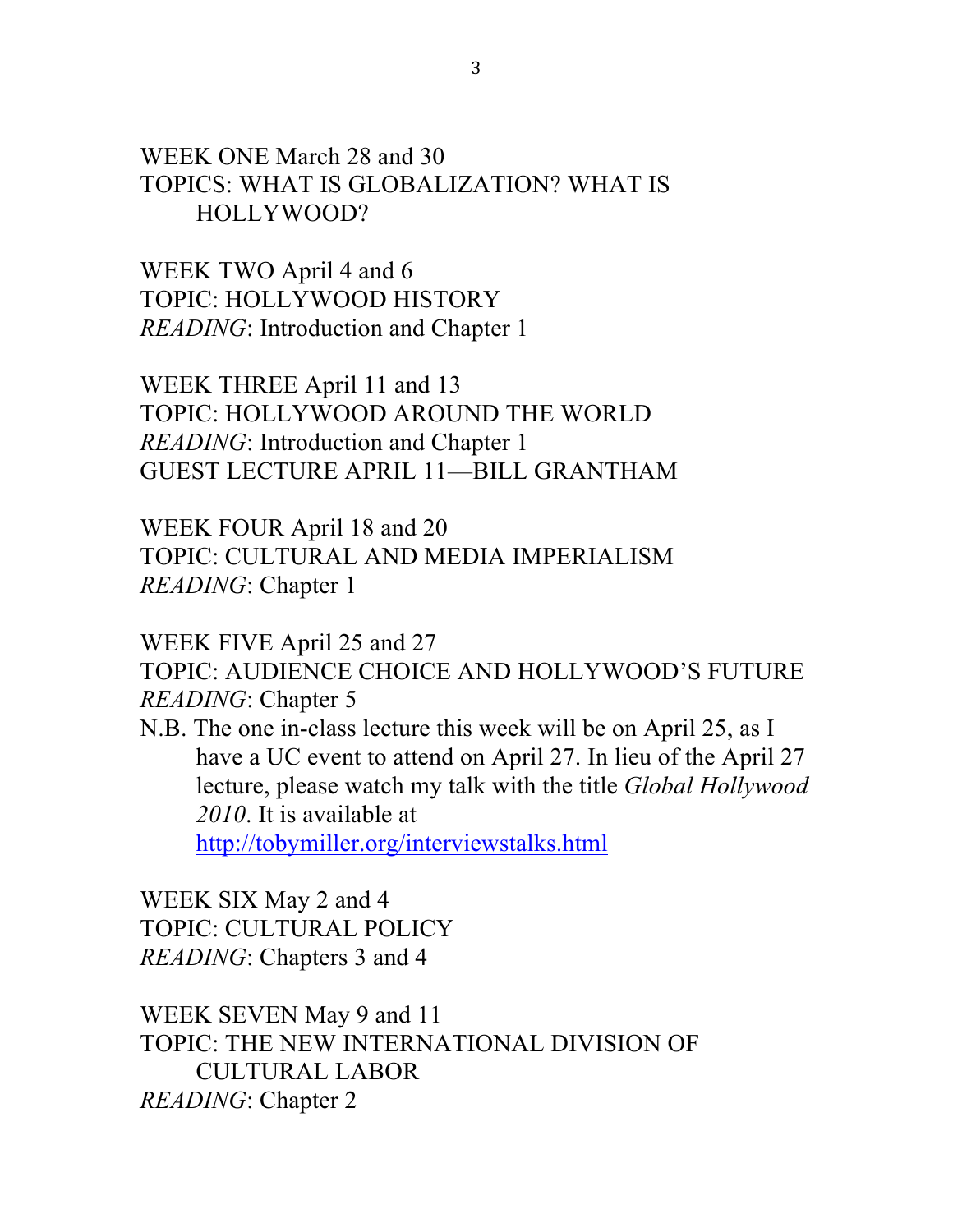WEEK ONE March 28 and 30
TOPICS: WHAT IS GLOBALIZATION? WHAT IS HOLLYWOOD?

WEEK TWO April 4 and 6
TOPIC: HOLLYWOOD HISTORY
*READING*: Introduction and Chapter 1

WEEK THREE April 11 and 13
TOPIC: HOLLYWOOD AROUND THE WORLD
*READING*: Introduction and Chapter 1
GUEST LECTURE APRIL 11—BILL GRANTHAM

WEEK FOUR April 18 and 20
TOPIC: CULTURAL AND MEDIA IMPERIALISM
*READING*: Chapter 1

WEEK FIVE April 25 and 27
TOPIC: AUDIENCE CHOICE AND HOLLYWOOD'S FUTURE
*READING*: Chapter 5
N.B. The one in-class lecture this week will be on April 25, as I have a UC event to attend on April 27. In lieu of the April 27 lecture, please watch my talk with the title *Global Hollywood 2010*. It is available at [http://tobymiller.org/interviewstalks.html](http://tobymiller.org/interviewstalks.html)

WEEK SIX May 2 and 4
TOPIC: CULTURAL POLICY
*READING*: Chapters 3 and 4

WEEK SEVEN May 9 and 11
TOPIC: THE NEW INTERNATIONAL DIVISION OF CULTURAL LABOR
*READING*: Chapter 2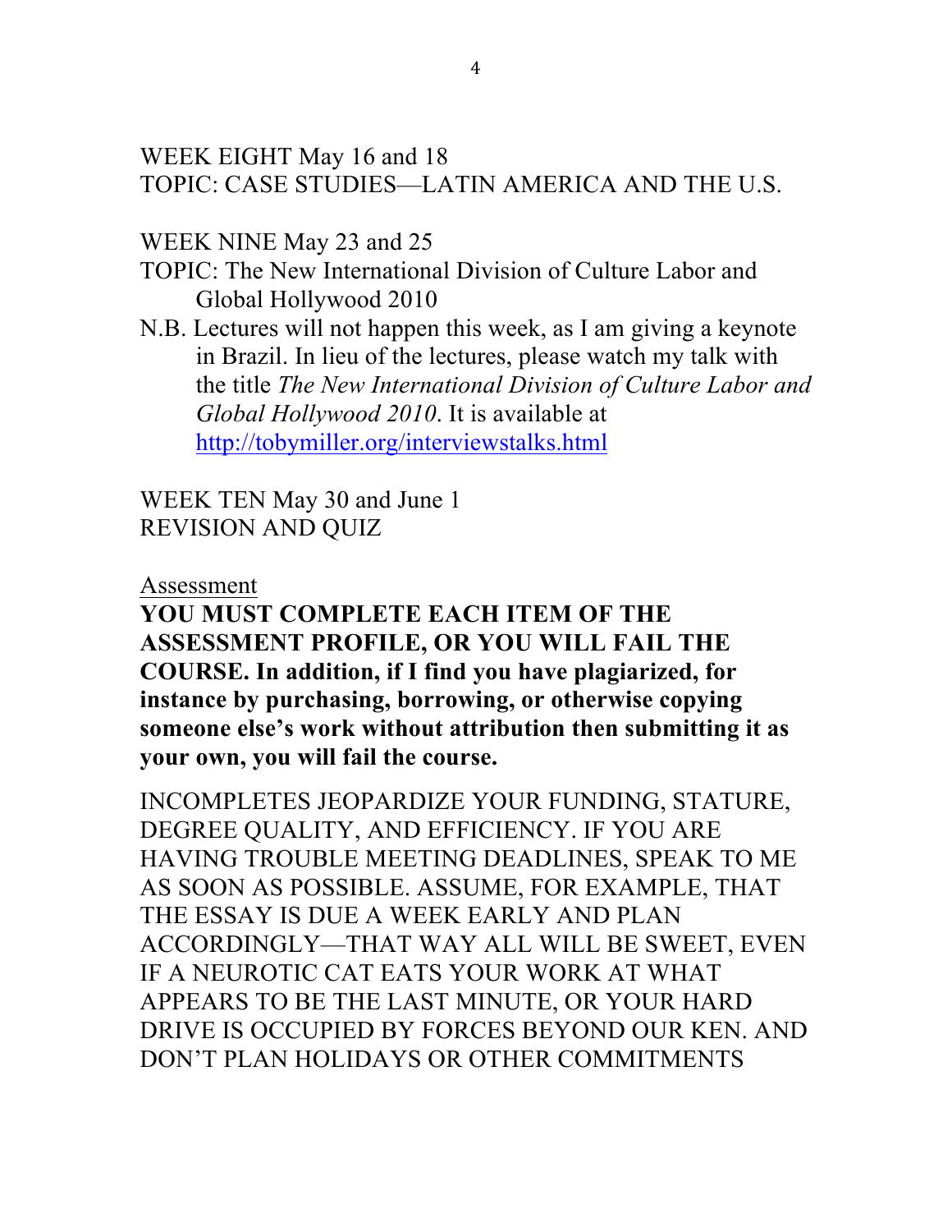WEEK EIGHT May 16 and 18
TOPIC: CASE STUDIES—LATIN AMERICA AND THE U.S.

WEEK NINE May 23 and 25
TOPIC: The New International Division of Culture Labor and Global Hollywood 2010
N.B. Lectures will not happen this week, as I am giving a keynote in Brazil. In lieu of the lectures, please watch my talk with the title *The New International Division of Culture Labor and Global Hollywood 2010*. It is available at http://tobymiller.org/interviewstalks.html

WEEK TEN May 30 and June 1
REVISION AND QUIZ

Assessment

**YOU MUST COMPLETE EACH ITEM OF THE ASSESSMENT PROFILE, OR YOU WILL FAIL THE COURSE. In addition, if I find you have plagiarized, for instance by purchasing, borrowing, or otherwise copying someone else's work without attribution then submitting it as your own, you will fail the course.**

INCOMPLETES JEOPARDIZE YOUR FUNDING, STATURE, DEGREE QUALITY, AND EFFICIENCY. IF YOU ARE HAVING TROUBLE MEETING DEADLINES, SPEAK TO ME AS SOON AS POSSIBLE. ASSUME, FOR EXAMPLE, THAT THE ESSAY IS DUE A WEEK EARLY AND PLAN ACCORDINGLY—THAT WAY ALL WILL BE SWEET, EVEN IF A NEUROTIC CAT EATS YOUR WORK AT WHAT APPEARS TO BE THE LAST MINUTE, OR YOUR HARD DRIVE IS OCCUPIED BY FORCES BEYOND OUR KEN. AND DON'T PLAN HOLIDAYS OR OTHER COMMITMENTS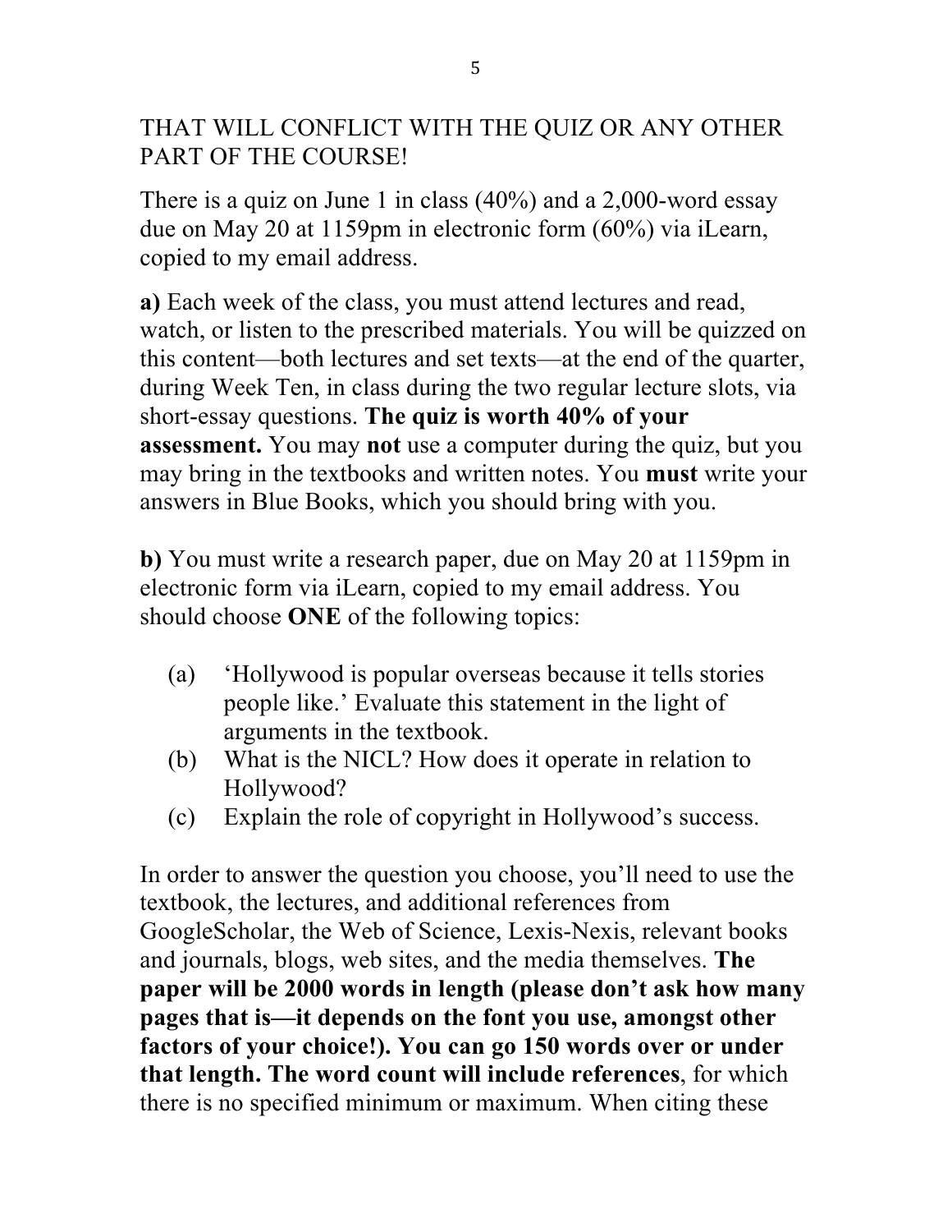THAT WILL CONFLICT WITH THE QUIZ OR ANY OTHER PART OF THE COURSE!

There is a quiz on June 1 in class (40%) and a 2,000-word essay due on May 20 at 1159pm in electronic form (60%) via iLearn, copied to my email address.

**a)** Each week of the class, you must attend lectures and read, watch, or listen to the prescribed materials. You will be quizzed on this content—both lectures and set texts—at the end of the quarter, during Week Ten, in class during the two regular lecture slots, via short-essay questions. **The quiz is worth 40% of your assessment.** You may **not** use a computer during the quiz, but you may bring in the textbooks and written notes. You **must** write your answers in Blue Books, which you should bring with you.

**b)** You must write a research paper, due on May 20 at 1159pm in electronic form via iLearn, copied to my email address. You should choose **ONE** of the following topics:

- (a) 'Hollywood is popular overseas because it tells stories people like.' Evaluate this statement in the light of arguments in the textbook.
- (b) What is the NICL? How does it operate in relation to Hollywood?
- (c) Explain the role of copyright in Hollywood's success.

In order to answer the question you choose, you'll need to use the textbook, the lectures, and additional references from GoogleScholar, the Web of Science, Lexis-Nexis, relevant books and journals, blogs, web sites, and the media themselves. **The paper will be 2000 words in length (please don't ask how many pages that is—it depends on the font you use, amongst other factors of your choice!). You can go 150 words over or under that length. The word count will include references**, for which there is no specified minimum or maximum. When citing these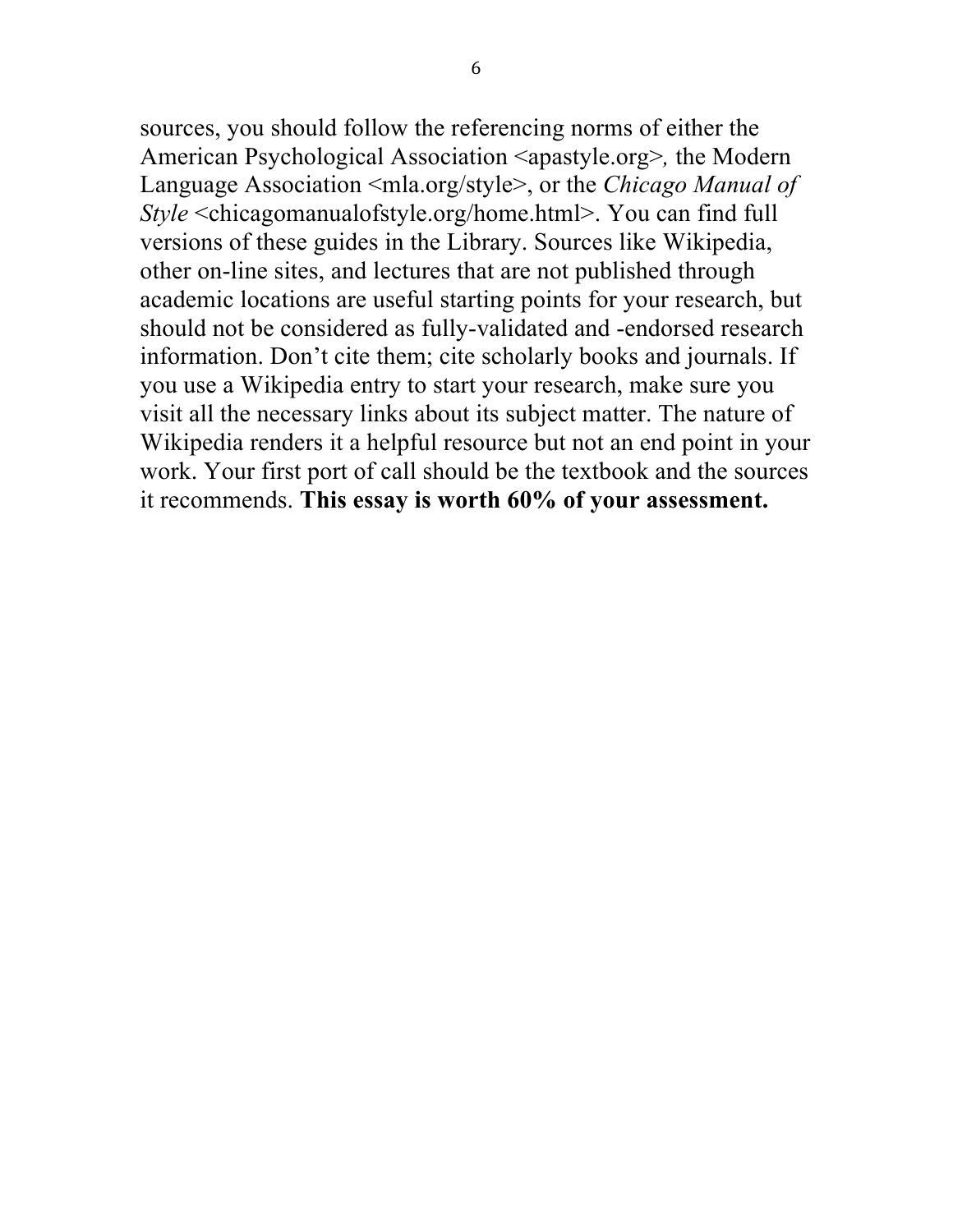sources, you should follow the referencing norms of either the American Psychological Association <apastyle.org>, the Modern Language Association <mla.org/style>, or the *Chicago Manual of Style* <chicagomanualofstyle.org/home.html>. You can find full versions of these guides in the Library. Sources like Wikipedia, other on-line sites, and lectures that are not published through academic locations are useful starting points for your research, but should not be considered as fully-validated and -endorsed research information. Don't cite them; cite scholarly books and journals. If you use a Wikipedia entry to start your research, make sure you visit all the necessary links about its subject matter. The nature of Wikipedia renders it a helpful resource but not an end point in your work. Your first port of call should be the textbook and the sources it recommends. **This essay is worth 60% of your assessment.**